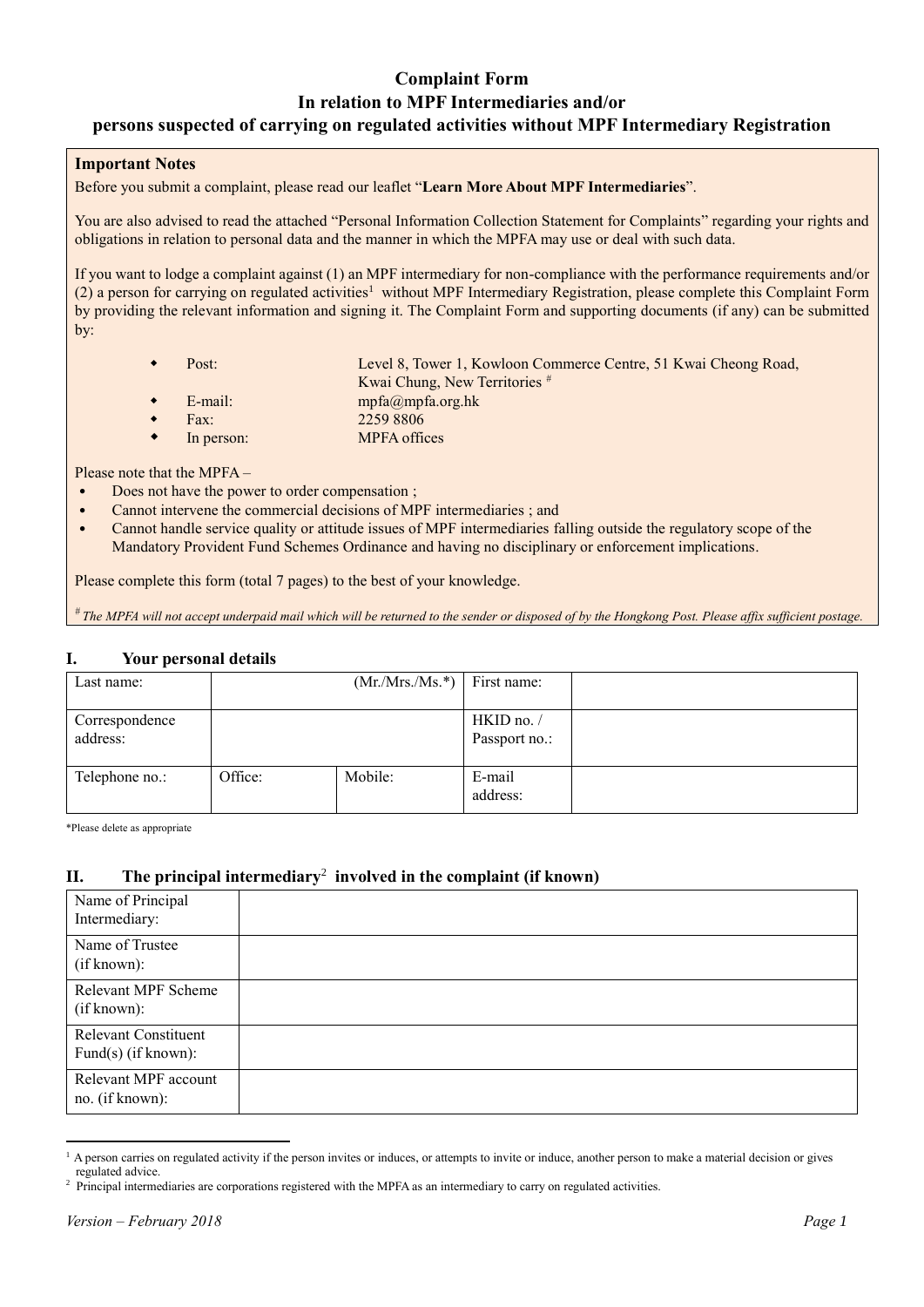# Complaint Form
## In relation to MPF Intermediaries and/or persons suspected of carrying on regulated activities without MPF Intermediary Registration

**Important Notes**

Before you submit a complaint, please read our leaflet "**Learn More About MPF Intermediaries**".

You are also advised to read the attached "Personal Information Collection Statement for Complaints" regarding your rights and obligations in relation to personal data and the manner in which the MPFA may use or deal with such data.

If you want to lodge a complaint against (1) an MPF intermediary for non-compliance with the performance requirements and/or (2) a person for carrying on regulated activities[1] without MPF Intermediary Registration, please complete this Complaint Form by providing the relevant information and signing it. The Complaint Form and supporting documents (if any) can be submitted by:

- Post: Level 8, Tower 1, Kowloon Commerce Centre, 51 Kwai Cheong Road, Kwai Chung, New Territories #
- E-mail: mpfa@mpfa.org.hk
- Fax: 2259 8806
- In person: MPFA offices

Please note that the MPFA –

- Does not have the power to order compensation ;
- Cannot intervene the commercial decisions of MPF intermediaries ; and
- Cannot handle service quality or attitude issues of MPF intermediaries falling outside the regulatory scope of the Mandatory Provident Fund Schemes Ordinance and having no disciplinary or enforcement implications.

Please complete this form (total 7 pages) to the best of your knowledge.

*# The MPFA will not accept underpaid mail which will be returned to the sender or disposed of by the Hongkong Post. Please affix sufficient postage.*

## I. Your personal details

| Last name: | (Mr./Mrs./Ms.*) | | First name: | |
|---|---|---|---|---|
| Correspondence address: | | | HKID no. / Passport no.: | |
| Telephone no.: | Office: | Mobile: | E-mail address: | |

*Please delete as appropriate

## II. The principal intermediary[2] involved in the complaint (if known)

| | |
|---|---|
| Name of Principal Intermediary: | |
| Name of Trustee (if known): | |
| Relevant MPF Scheme (if known): | |
| Relevant Constituent Fund(s) (if known): | |
| Relevant MPF account no. (if known): | |

---

[1] A person carries on regulated activity if the person invites or induces, or attempts to invite or induce, another person to make a material decision or gives regulated advice.

[2] Principal intermediaries are corporations registered with the MPFA as an intermediary to carry on regulated activities.

*Version – February 2018*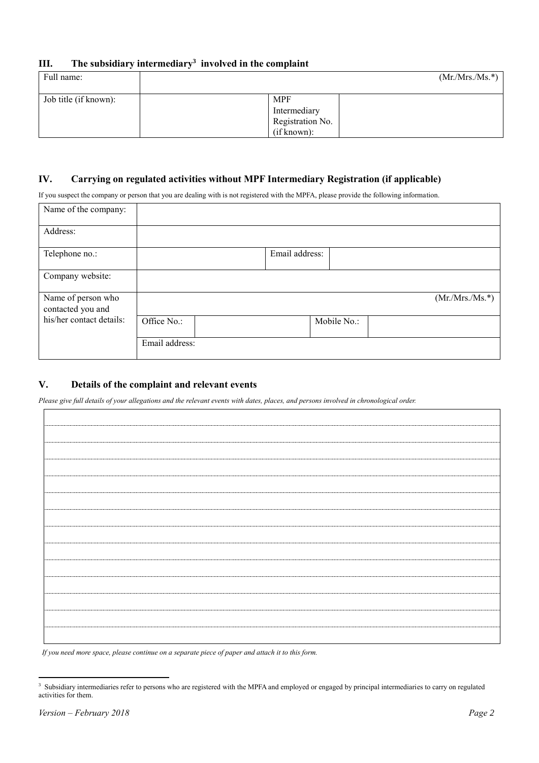## III. The subsidiary intermediary[3] involved in the complaint

| Full name: | (Mr./Mrs./Ms.*) | | |
|---|---|---|---|
| Job title (if known): | | MPF Intermediary Registration No. (if known): | |

## IV. Carrying on regulated activities without MPF Intermediary Registration (if applicable)

If you suspect the company or person that you are dealing with is not registered with the MPFA, please provide the following information.

| Name of the company: | | | | |
|---|---|---|---|---|
| Address: | | | | |
| Telephone no.: | | Email address: | | |
| Company website: | | | | |
| Name of person who contacted you and his/her contact details: | (Mr./Mrs./Ms.*) | | | |
| | Office No.: | | Mobile No.: | |
| | Email address: | | | |

## V. Details of the complaint and relevant events

*Please give full details of your allegations and the relevant events with dates, places, and persons involved in chronological order.*

*If you need more space, please continue on a separate piece of paper and attach it to this form.*

[3] Subsidiary intermediaries refer to persons who are registered with the MPFA and employed or engaged by principal intermediaries to carry on regulated activities for them.

*Version – February 2018*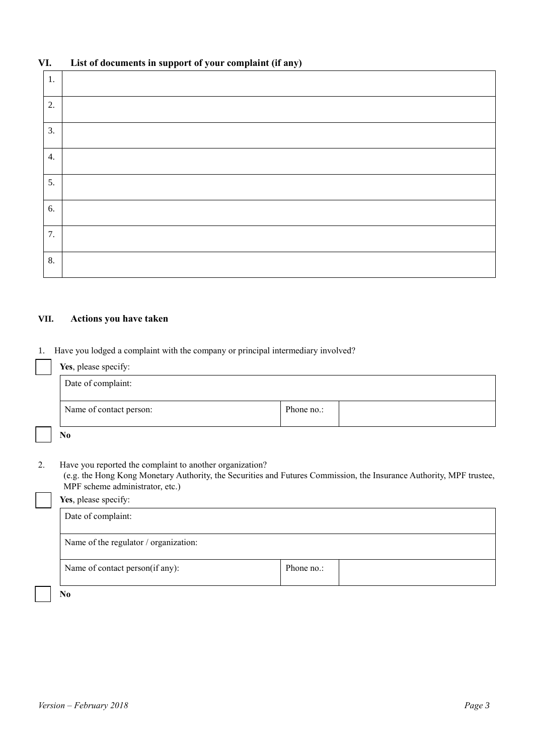## VI. List of documents in support of your complaint (if any)

| | |
|---|---|
| 1. | |
| 2. | |
| 3. | |
| 4. | |
| 5. | |
| 6. | |
| 7. | |
| 8. | |

## VII. Actions you have taken

1. Have you lodged a complaint with the company or principal intermediary involved?

☐ **Yes**, please specify:

| | | |
|---|---|---|
| Date of complaint: | | |
| Name of contact person: | Phone no.: | |

☐ **No**

2. Have you reported the complaint to another organization?
(e.g. the Hong Kong Monetary Authority, the Securities and Futures Commission, the Insurance Authority, MPF trustee, MPF scheme administrator, etc.)

☐ **Yes**, please specify:

| | | |
|---|---|---|
| Date of complaint: | | |
| Name of the regulator / organization: | | |
| Name of contact person(if any): | Phone no.: | |

☐ **No**

*Version – February 2018*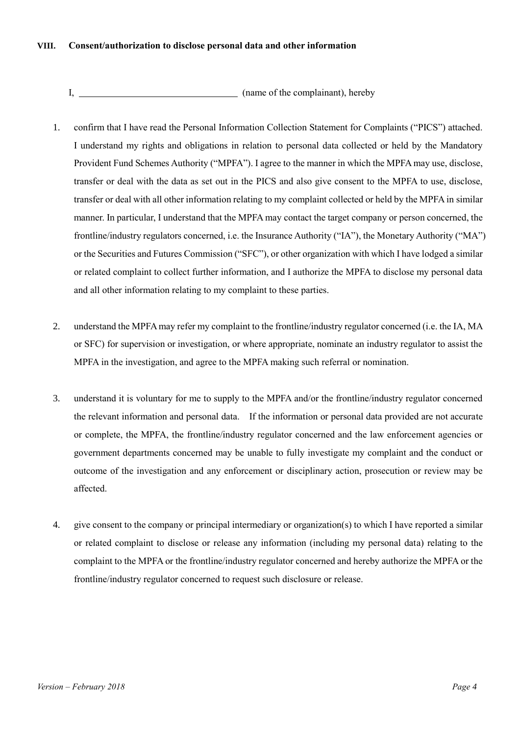## VIII. Consent/authorization to disclose personal data and other information

I, \_\_\_\_\_\_\_\_\_\_\_\_\_\_\_\_\_\_\_\_\_\_\_\_\_\_\_\_\_\_\_\_ (name of the complainant), hereby

1. confirm that I have read the Personal Information Collection Statement for Complaints ("PICS") attached. I understand my rights and obligations in relation to personal data collected or held by the Mandatory Provident Fund Schemes Authority ("MPFA"). I agree to the manner in which the MPFA may use, disclose, transfer or deal with the data as set out in the PICS and also give consent to the MPFA to use, disclose, transfer or deal with all other information relating to my complaint collected or held by the MPFA in similar manner. In particular, I understand that the MPFA may contact the target company or person concerned, the frontline/industry regulators concerned, i.e. the Insurance Authority ("IA"), the Monetary Authority ("MA") or the Securities and Futures Commission ("SFC"), or other organization with which I have lodged a similar or related complaint to collect further information, and I authorize the MPFA to disclose my personal data and all other information relating to my complaint to these parties.

2. understand the MPFA may refer my complaint to the frontline/industry regulator concerned (i.e. the IA, MA or SFC) for supervision or investigation, or where appropriate, nominate an industry regulator to assist the MPFA in the investigation, and agree to the MPFA making such referral or nomination.

3. understand it is voluntary for me to supply to the MPFA and/or the frontline/industry regulator concerned the relevant information and personal data. If the information or personal data provided are not accurate or complete, the MPFA, the frontline/industry regulator concerned and the law enforcement agencies or government departments concerned may be unable to fully investigate my complaint and the conduct or outcome of the investigation and any enforcement or disciplinary action, prosecution or review may be affected.

4. give consent to the company or principal intermediary or organization(s) to which I have reported a similar or related complaint to disclose or release any information (including my personal data) relating to the complaint to the MPFA or the frontline/industry regulator concerned and hereby authorize the MPFA or the frontline/industry regulator concerned to request such disclosure or release.

*Version – February 2018*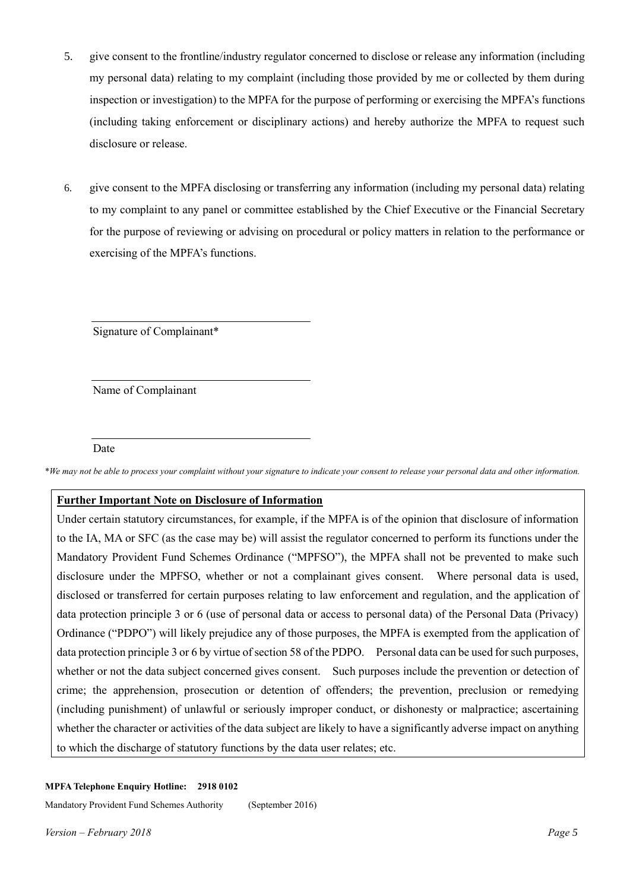5. give consent to the frontline/industry regulator concerned to disclose or release any information (including my personal data) relating to my complaint (including those provided by me or collected by them during inspection or investigation) to the MPFA for the purpose of performing or exercising the MPFA's functions (including taking enforcement or disciplinary actions) and hereby authorize the MPFA to request such disclosure or release.

6. give consent to the MPFA disclosing or transferring any information (including my personal data) relating to my complaint to any panel or committee established by the Chief Executive or the Financial Secretary for the purpose of reviewing or advising on procedural or policy matters in relation to the performance or exercising of the MPFA's functions.

\_\_\_\_\_\_\_\_\_\_\_\_\_\_\_\_\_\_\_\_\_\_\_\_\_\_\_\_\_\_\_\_\_\_

Signature of Complainant*

\_\_\_\_\_\_\_\_\_\_\_\_\_\_\_\_\_\_\_\_\_\_\_\_\_\_\_\_\_\_\_\_\_\_

Name of Complainant

\_\_\_\_\_\_\_\_\_\_\_\_\_\_\_\_\_\_\_\_\_\_\_\_\_\_\_\_\_\_\_\_\_\_

Date

*\*We may not be able to process your complaint without your signature to indicate your consent to release your personal data and other information.*

**Further Important Note on Disclosure of Information**

Under certain statutory circumstances, for example, if the MPFA is of the opinion that disclosure of information to the IA, MA or SFC (as the case may be) will assist the regulator concerned to perform its functions under the Mandatory Provident Fund Schemes Ordinance ("MPFSO"), the MPFA shall not be prevented to make such disclosure under the MPFSO, whether or not a complainant gives consent. Where personal data is used, disclosed or transferred for certain purposes relating to law enforcement and regulation, and the application of data protection principle 3 or 6 (use of personal data or access to personal data) of the Personal Data (Privacy) Ordinance ("PDPO") will likely prejudice any of those purposes, the MPFA is exempted from the application of data protection principle 3 or 6 by virtue of section 58 of the PDPO. Personal data can be used for such purposes, whether or not the data subject concerned gives consent. Such purposes include the prevention or detection of crime; the apprehension, prosecution or detention of offenders; the prevention, preclusion or remedying (including punishment) of unlawful or seriously improper conduct, or dishonesty or malpractice; ascertaining whether the character or activities of the data subject are likely to have a significantly adverse impact on anything to which the discharge of statutory functions by the data user relates; etc.

**MPFA Telephone Enquiry Hotline: 2918 0102**

Mandatory Provident Fund Schemes Authority (September 2016)

*Version – February 2018*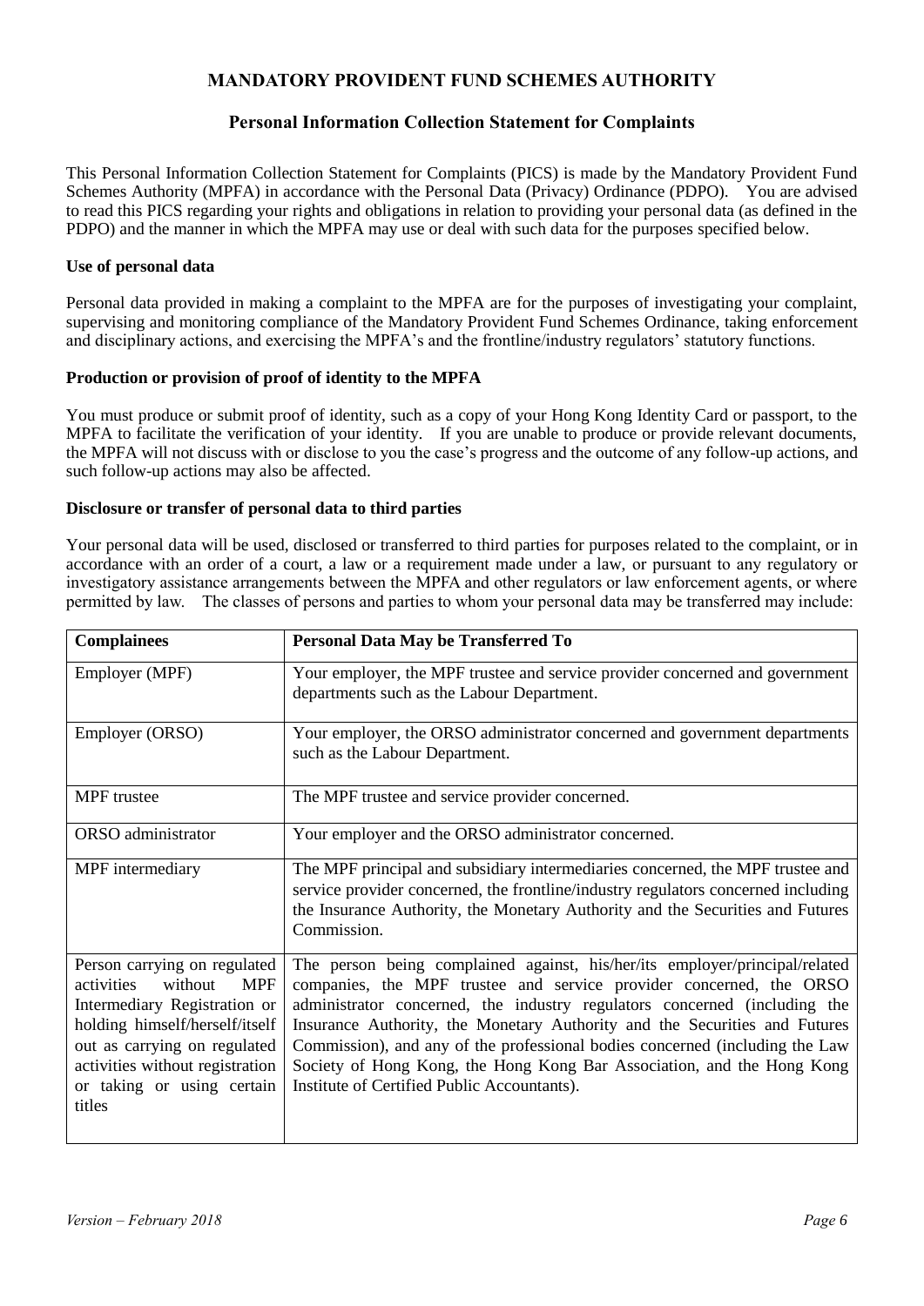# MANDATORY PROVIDENT FUND SCHEMES AUTHORITY

## Personal Information Collection Statement for Complaints

This Personal Information Collection Statement for Complaints (PICS) is made by the Mandatory Provident Fund Schemes Authority (MPFA) in accordance with the Personal Data (Privacy) Ordinance (PDPO). You are advised to read this PICS regarding your rights and obligations in relation to providing your personal data (as defined in the PDPO) and the manner in which the MPFA may use or deal with such data for the purposes specified below.

### Use of personal data

Personal data provided in making a complaint to the MPFA are for the purposes of investigating your complaint, supervising and monitoring compliance of the Mandatory Provident Fund Schemes Ordinance, taking enforcement and disciplinary actions, and exercising the MPFA's and the frontline/industry regulators' statutory functions.

### Production or provision of proof of identity to the MPFA

You must produce or submit proof of identity, such as a copy of your Hong Kong Identity Card or passport, to the MPFA to facilitate the verification of your identity. If you are unable to produce or provide relevant documents, the MPFA will not discuss with or disclose to you the case's progress and the outcome of any follow-up actions, and such follow-up actions may also be affected.

### Disclosure or transfer of personal data to third parties

Your personal data will be used, disclosed or transferred to third parties for purposes related to the complaint, or in accordance with an order of a court, a law or a requirement made under a law, or pursuant to any regulatory or investigatory assistance arrangements between the MPFA and other regulators or law enforcement agents, or where permitted by law. The classes of persons and parties to whom your personal data may be transferred may include:

| **Complainees** | **Personal Data May be Transferred To** |
|---|---|
| Employer (MPF) | Your employer, the MPF trustee and service provider concerned and government departments such as the Labour Department. |
| Employer (ORSO) | Your employer, the ORSO administrator concerned and government departments such as the Labour Department. |
| MPF trustee | The MPF trustee and service provider concerned. |
| ORSO administrator | Your employer and the ORSO administrator concerned. |
| MPF intermediary | The MPF principal and subsidiary intermediaries concerned, the MPF trustee and service provider concerned, the frontline/industry regulators concerned including the Insurance Authority, the Monetary Authority and the Securities and Futures Commission. |
| Person carrying on regulated activities without MPF Intermediary Registration or holding himself/herself/itself out as carrying on regulated activities without registration or taking or using certain titles | The person being complained against, his/her/its employer/principal/related companies, the MPF trustee and service provider concerned, the ORSO administrator concerned, the industry regulators concerned (including the Insurance Authority, the Monetary Authority and the Securities and Futures Commission), and any of the professional bodies concerned (including the Law Society of Hong Kong, the Hong Kong Bar Association, and the Hong Kong Institute of Certified Public Accountants). |

*Version – February 2018*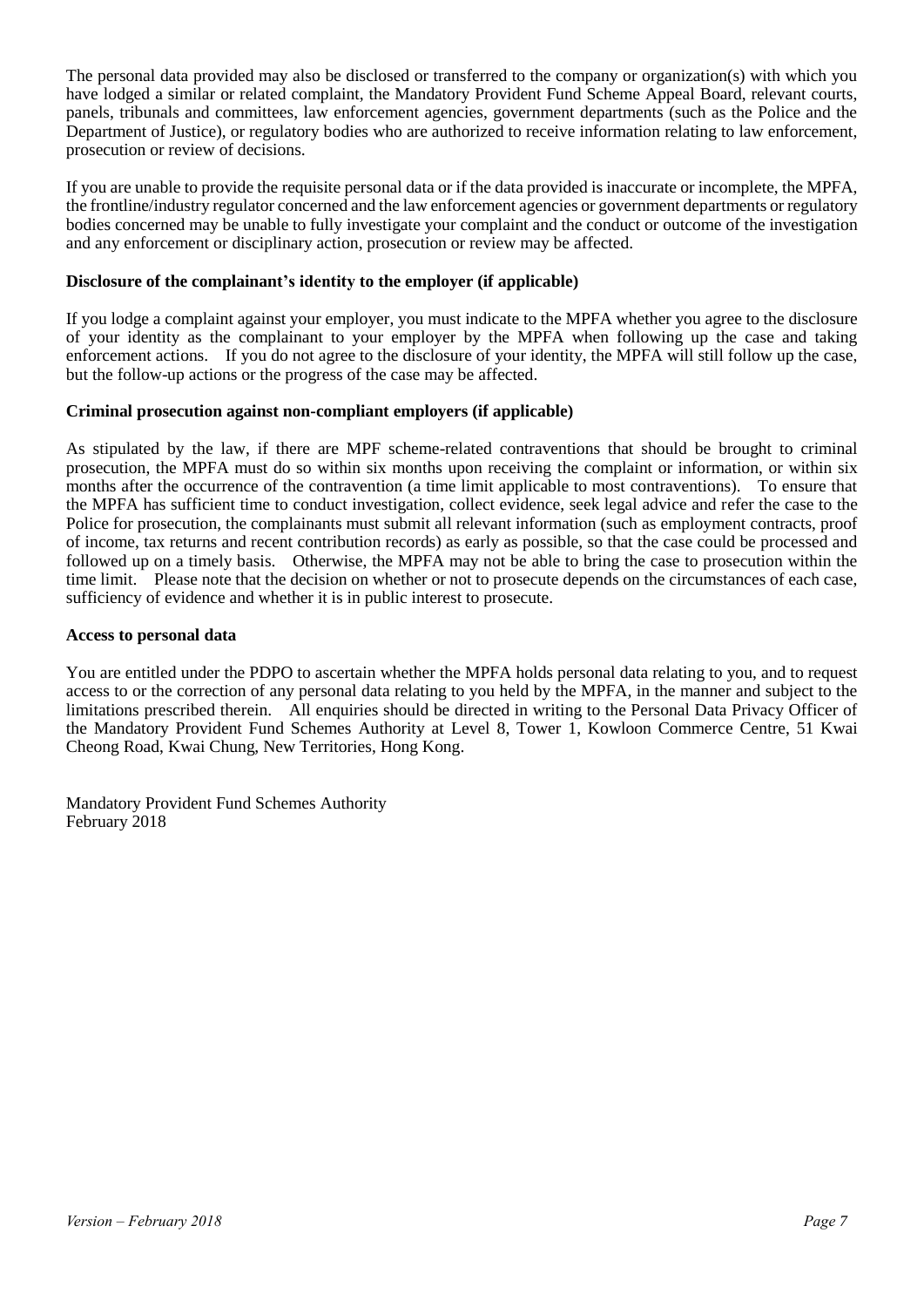The personal data provided may also be disclosed or transferred to the company or organization(s) with which you have lodged a similar or related complaint, the Mandatory Provident Fund Scheme Appeal Board, relevant courts, panels, tribunals and committees, law enforcement agencies, government departments (such as the Police and the Department of Justice), or regulatory bodies who are authorized to receive information relating to law enforcement, prosecution or review of decisions.

If you are unable to provide the requisite personal data or if the data provided is inaccurate or incomplete, the MPFA, the frontline/industry regulator concerned and the law enforcement agencies or government departments or regulatory bodies concerned may be unable to fully investigate your complaint and the conduct or outcome of the investigation and any enforcement or disciplinary action, prosecution or review may be affected.

**Disclosure of the complainant's identity to the employer (if applicable)**

If you lodge a complaint against your employer, you must indicate to the MPFA whether you agree to the disclosure of your identity as the complainant to your employer by the MPFA when following up the case and taking enforcement actions. If you do not agree to the disclosure of your identity, the MPFA will still follow up the case, but the follow-up actions or the progress of the case may be affected.

**Criminal prosecution against non-compliant employers (if applicable)**

As stipulated by the law, if there are MPF scheme-related contraventions that should be brought to criminal prosecution, the MPFA must do so within six months upon receiving the complaint or information, or within six months after the occurrence of the contravention (a time limit applicable to most contraventions). To ensure that the MPFA has sufficient time to conduct investigation, collect evidence, seek legal advice and refer the case to the Police for prosecution, the complainants must submit all relevant information (such as employment contracts, proof of income, tax returns and recent contribution records) as early as possible, so that the case could be processed and followed up on a timely basis. Otherwise, the MPFA may not be able to bring the case to prosecution within the time limit. Please note that the decision on whether or not to prosecute depends on the circumstances of each case, sufficiency of evidence and whether it is in public interest to prosecute.

**Access to personal data**

You are entitled under the PDPO to ascertain whether the MPFA holds personal data relating to you, and to request access to or the correction of any personal data relating to you held by the MPFA, in the manner and subject to the limitations prescribed therein. All enquiries should be directed in writing to the Personal Data Privacy Officer of the Mandatory Provident Fund Schemes Authority at Level 8, Tower 1, Kowloon Commerce Centre, 51 Kwai Cheong Road, Kwai Chung, New Territories, Hong Kong.

Mandatory Provident Fund Schemes Authority
February 2018